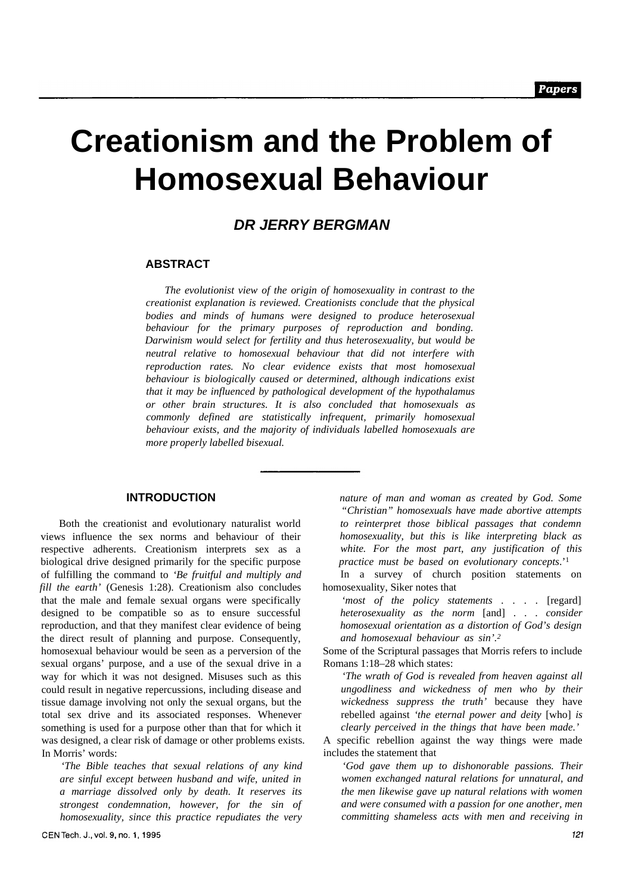# Creationism and the Problem of Homosexual Behaviour

### DR JERRY BERGMAN

## ABSTRACT

*The evolutionist view of the origin of homosexuality in contrast to the creationist explanation is reviewed. Creationists conclude that the physical bodies and minds of humans were designed to produce heterosexual behaviour for the primary purposes of reproduction and bonding. Darwinism would select for fertility and thus heterosexuality, but would be neutral relative to homosexual behaviour that did not interfere with reproduction rates. No clear evidence exists that most homosexual behaviour is biologically caused or determined, although indications exist that it may be influenced by pathological development of the hypothalamus or other brain structures. It is also concluded that homosexuals as commonly defined are statistically infrequent, primarily homosexual behaviour exists, and the majority of individuals labelled homosexuals are more properly labelled bisexual.*

## INTRODUCTION

Both the creationist and evolutionary naturalist world views influence the sex norms and behaviour of their respective adherents. Creationism interprets sex as a biological drive designed primarily for the specific purpose of fulfilling the command to *'Be fruitful and multiply and fill the earth'* (Genesis 1:28). Creationism also concludes that the male and female sexual organs were specifically designed to be compatible so as to ensure successful reproduction, and that they manifest clear evidence of being the direct result of planning and purpose. Consequently, homosexual behaviour would be seen as a perversion of the sexual organs' purpose, and a use of the sexual drive in a way for which it was not designed. Misuses such as this could result in negative repercussions, including disease and tissue damage involving not only the sexual organs, but the total sex drive and its associated responses. Whenever something is used for a purpose other than that for which it was designed, a clear risk of damage or other problems exists. In Morris' words:

> *'The Bible teaches that sexual relations of any kind are sinful except between husband and wife, united in a marriage dissolved only by death. It reserves its strongest condemnation, however, for the sin of homosexuality, since this practice repudiates the very nature of man and woman as created by God. Some "Christian" homosexuals have made abortive attempts to reinterpret those biblical passages that condemn homosexuality, but this is like interpreting black as white. For the most part, any justification of this practice must be based on evolutionary concepts.'*[1]

In a survey of church position statements on homosexuality, Siker notes that

> *'most of the policy statements . . . .* [regard] *heterosexuality as the norm* [and] *. . . consider homosexual orientation as a distortion of God's design and homosexual behaviour as sin'.*[2]

Some of the Scriptural passages that Morris refers to include Romans 1:18–28 which states:

> *'The wrath of God is revealed from heaven against all ungodliness and wickedness of men who by their wickedness suppress the truth'* because they have rebelled against *'the eternal power and deity* [who] *is clearly perceived in the things that have been made.'*

A specific rebellion against the way things were made includes the statement that

> *'God gave them up to dishonorable passions. Their women exchanged natural relations for unnatural, and the men likewise gave up natural relations with women and were consumed with a passion for one another, men committing shameless acts with men and receiving in*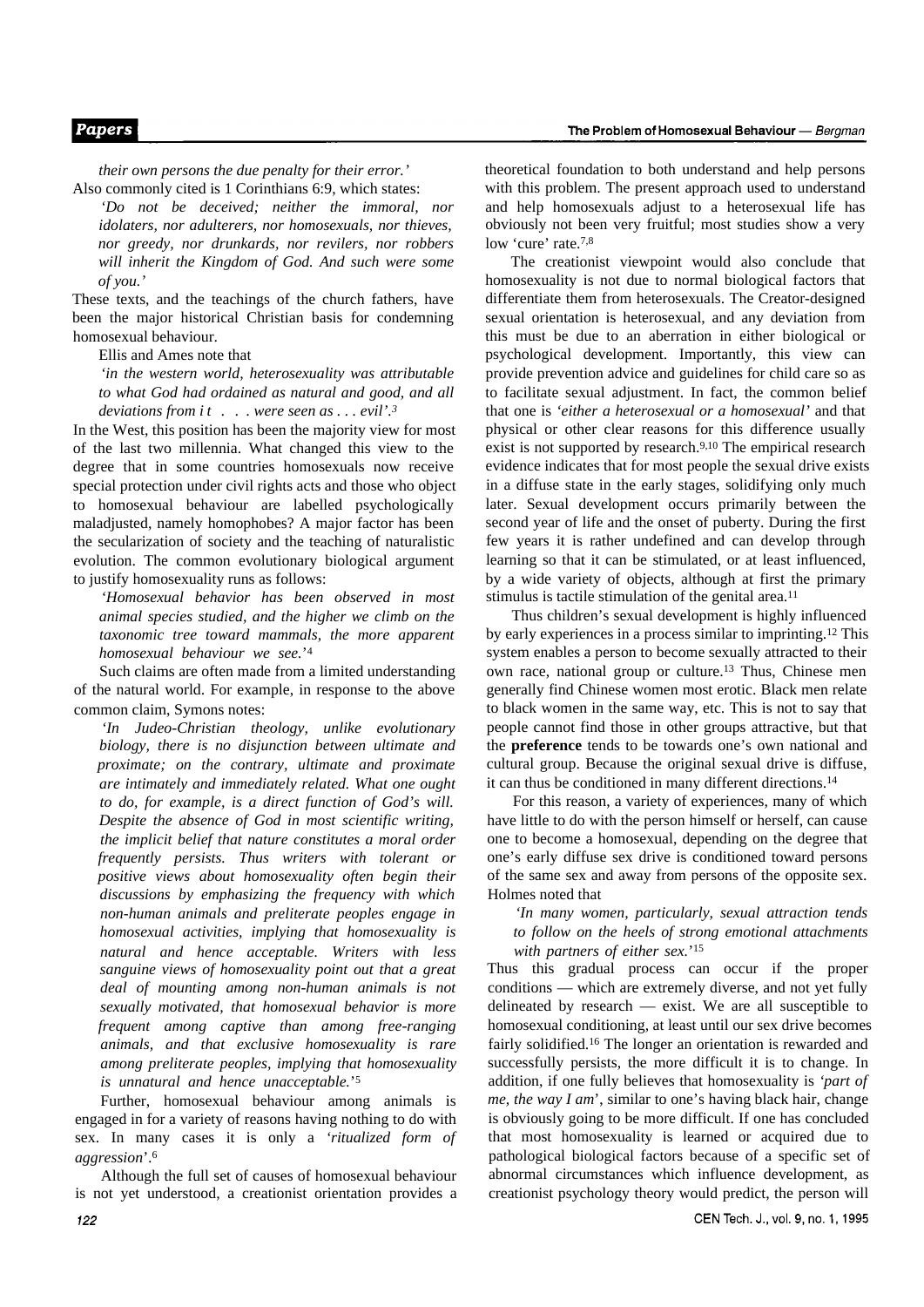*their own persons the due penalty for their error.'*

Also commonly cited is 1 Corinthians 6:9, which states:

> *'Do not be deceived; neither the immoral, nor idolaters, nor adulterers, nor homosexuals, nor thieves, nor greedy, nor drunkards, nor revilers, nor robbers will inherit the Kingdom of God. And such were some of you.'*

These texts, and the teachings of the church fathers, have been the major historical Christian basis for condemning homosexual behaviour.

Ellis and Ames note that

> *'in the western world, heterosexuality was attributable to what God had ordained as natural and good, and all deviations from it . . . were seen as . . . evil'.*[3]

In the West, this position has been the majority view for most of the last two millennia. What changed this view to the degree that in some countries homosexuals now receive special protection under civil rights acts and those who object to homosexual behaviour are labelled psychologically maladjusted, namely homophobes? A major factor has been the secularization of society and the teaching of naturalistic evolution. The common evolutionary biological argument to justify homosexuality runs as follows:

> *'Homosexual behavior has been observed in most animal species studied, and the higher we climb on the taxonomic tree toward mammals, the more apparent homosexual behaviour we see.'*[4]

Such claims are often made from a limited understanding of the natural world. For example, in response to the above common claim, Symons notes:

> *'In Judeo-Christian theology, unlike evolutionary biology, there is no disjunction between ultimate and proximate; on the contrary, ultimate and proximate are intimately and immediately related. What one ought to do, for example, is a direct function of God's will. Despite the absence of God in most scientific writing, the implicit belief that nature constitutes a moral order frequently persists. Thus writers with tolerant or positive views about homosexuality often begin their discussions by emphasizing the frequency with which non-human animals and preliterate peoples engage in homosexual activities, implying that homosexuality is natural and hence acceptable. Writers with less sanguine views of homosexuality point out that a great deal of mounting among non-human animals is not sexually motivated, that homosexual behavior is more frequent among captive than among free-ranging animals, and that exclusive homosexuality is rare among preliterate peoples, implying that homosexuality is unnatural and hence unacceptable.'*[5]

Further, homosexual behaviour among animals is engaged in for a variety of reasons having nothing to do with sex. In many cases it is only a *'ritualized form of aggression'*.[6]

Although the full set of causes of homosexual behaviour is not yet understood, a creationist orientation provides a theoretical foundation to both understand and help persons with this problem. The present approach used to understand and help homosexuals adjust to a heterosexual life has obviously not been very fruitful; most studies show a very low 'cure' rate.[7,8]

The creationist viewpoint would also conclude that homosexuality is not due to normal biological factors that differentiate them from heterosexuals. The Creator-designed sexual orientation is heterosexual, and any deviation from this must be due to an aberration in either biological or psychological development. Importantly, this view can provide prevention advice and guidelines for child care so as to facilitate sexual adjustment. In fact, the common belief that one is *'either a heterosexual or a homosexual'* and that physical or other clear reasons for this difference usually exist is not supported by research.[9,10] The empirical research evidence indicates that for most people the sexual drive exists in a diffuse state in the early stages, solidifying only much later. Sexual development occurs primarily between the second year of life and the onset of puberty. During the first few years it is rather undefined and can develop through learning so that it can be stimulated, or at least influenced, by a wide variety of objects, although at first the primary stimulus is tactile stimulation of the genital area.[11]

Thus children's sexual development is highly influenced by early experiences in a process similar to imprinting.[12] This system enables a person to become sexually attracted to their own race, national group or culture.[13] Thus, Chinese men generally find Chinese women most erotic. Black men relate to black women in the same way, etc. This is not to say that people cannot find those in other groups attractive, but that the **preference** tends to be towards one's own national and cultural group. Because the original sexual drive is diffuse, it can thus be conditioned in many different directions.[14]

For this reason, a variety of experiences, many of which have little to do with the person himself or herself, can cause one to become a homosexual, depending on the degree that one's early diffuse sex drive is conditioned toward persons of the same sex and away from persons of the opposite sex. Holmes noted that

> *'In many women, particularly, sexual attraction tends to follow on the heels of strong emotional attachments with partners of either sex.'*[15]

Thus this gradual process can occur if the proper conditions — which are extremely diverse, and not yet fully delineated by research — exist. We are all susceptible to homosexual conditioning, at least until our sex drive becomes fairly solidified.[16] The longer an orientation is rewarded and successfully persists, the more difficult it is to change. In addition, if one fully believes that homosexuality is *'part of me, the way I am'*, similar to one's having black hair, change is obviously going to be more difficult. If one has concluded that most homosexuality is learned or acquired due to pathological biological factors because of a specific set of abnormal circumstances which influence development, as creationist psychology theory would predict, the person will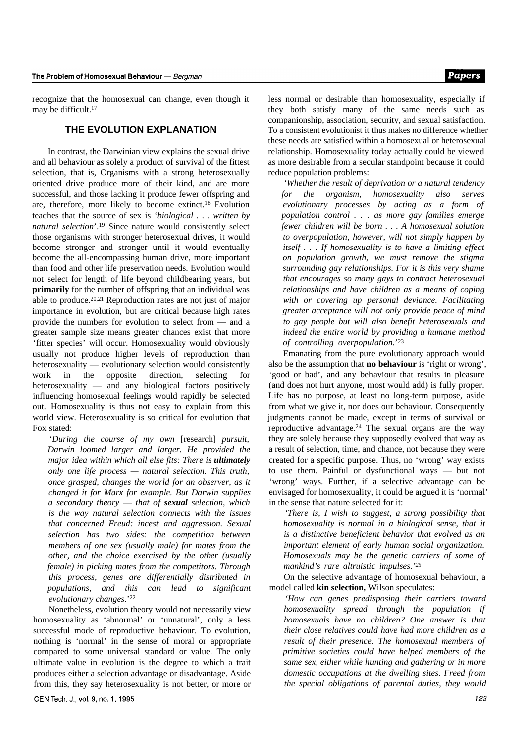recognize that the homosexual can change, even though it may be difficult.[17]

## THE EVOLUTION EXPLANATION

In contrast, the Darwinian view explains the sexual drive and all behaviour as solely a product of survival of the fittest selection, that is, Organisms with a strong heterosexually oriented drive produce more of their kind, and are more successful, and those lacking it produce fewer offspring and are, therefore, more likely to become extinct.[18] Evolution teaches that the source of sex is *'biological . . . written by natural selection'*.[19] Since nature would consistently select those organisms with stronger heterosexual drives, it would become stronger and stronger until it would eventually become the all-encompassing human drive, more important than food and other life preservation needs. Evolution would not select for length of life beyond childbearing years, but **primarily** for the number of offspring that an individual was able to produce.[20,21] Reproduction rates are not just of major importance in evolution, but are critical because high rates provide the numbers for evolution to select from — and a greater sample size means greater chances exist that more 'fitter species' will occur. Homosexuality would obviously usually not produce higher levels of reproduction than heterosexuality — evolutionary selection would consistently work in the opposite direction, selecting for heterosexuality — and any biological factors positively influencing homosexual feelings would rapidly be selected out. Homosexuality is thus not easy to explain from this world view. Heterosexuality is so critical for evolution that Fox stated:

> *'During the course of my own* [research] *pursuit, Darwin loomed larger and larger. He provided the major idea within which all else fits: There is **ultimately** only one life process — natural selection. This truth, once grasped, changes the world for an observer, as it changed it for Marx for example. But Darwin supplies a secondary theory — that of **sexual** selection, which is the way natural selection connects with the issues that concerned Freud: incest and aggression. Sexual selection has two sides: the competition between members of one sex (usually male) for mates from the other, and the choice exercised by the other (usually female) in picking mates from the competitors. Through this process, genes are differentially distributed in populations, and this can lead to significant evolutionary changes*.'[22]

Nonetheless, evolution theory would not necessarily view homosexuality as 'abnormal' or 'unnatural', only a less successful mode of reproductive behaviour. To evolution, nothing is 'normal' in the sense of moral or appropriate compared to some universal standard or value. The only ultimate value in evolution is the degree to which a trait produces either a selection advantage or disadvantage. Aside from this, they say heterosexuality is not better, or more or less normal or desirable than homosexuality, especially if they both satisfy many of the same needs such as companionship, association, security, and sexual satisfaction. To a consistent evolutionist it thus makes no difference whether these needs are satisfied within a homosexual or heterosexual relationship. Homosexuality today actually could be viewed as more desirable from a secular standpoint because it could reduce population problems:

> *'Whether the result of deprivation or a natural tendency for the organism, homosexuality also serves evolutionary processes by acting as a form of population control . . . as more gay families emerge fewer children will be born . . . A homosexual solution to overpopulation, however, will not simply happen by itself . . . If homosexuality is to have a limiting effect on population growth, we must remove the stigma surrounding gay relationships. For it is this very shame that encourages so many gays to contract heterosexual relationships and have children as a means of coping with or covering up personal deviance. Facilitating greater acceptance will not only provide peace of mind to gay people but will also benefit heterosexuals and indeed the entire world by providing a humane method of controlling overpopulation.*'[23]

Emanating from the pure evolutionary approach would also be the assumption that **no behaviour** is 'right or wrong', 'good or bad', and any behaviour that results in pleasure (and does not hurt anyone, most would add) is fully proper. Life has no purpose, at least no long-term purpose, aside from what we give it, nor does our behaviour. Consequently judgments cannot be made, except in terms of survival or reproductive advantage.[24] The sexual organs are the way they are solely because they supposedly evolved that way as a result of selection, time, and chance, not because they were created for a specific purpose. Thus, no 'wrong' way exists to use them. Painful or dysfunctional ways — but not 'wrong' ways. Further, if a selective advantage can be envisaged for homosexuality, it could be argued it is 'normal' in the sense that nature selected for it:

> *'There is, I wish to suggest, a strong possibility that homosexuality is normal in a biological sense, that it is a distinctive beneficient behavior that evolved as an important element of early human social organization. Homosexuals may be the genetic carriers of some of mankind's rare altruistic impulses.'*[25]

On the selective advantage of homosexual behaviour, a model called **kin selection,** Wilson speculates:

> *'How can genes predisposing their carriers toward homosexuality spread through the population if homosexuals have no children? One answer is that their close relatives could have had more children as a result of their presence. The homosexual members of primitive societies could have helped members of the same sex, either while hunting and gathering or in more domestic occupations at the dwelling sites. Freed from the special obligations of parental duties, they would*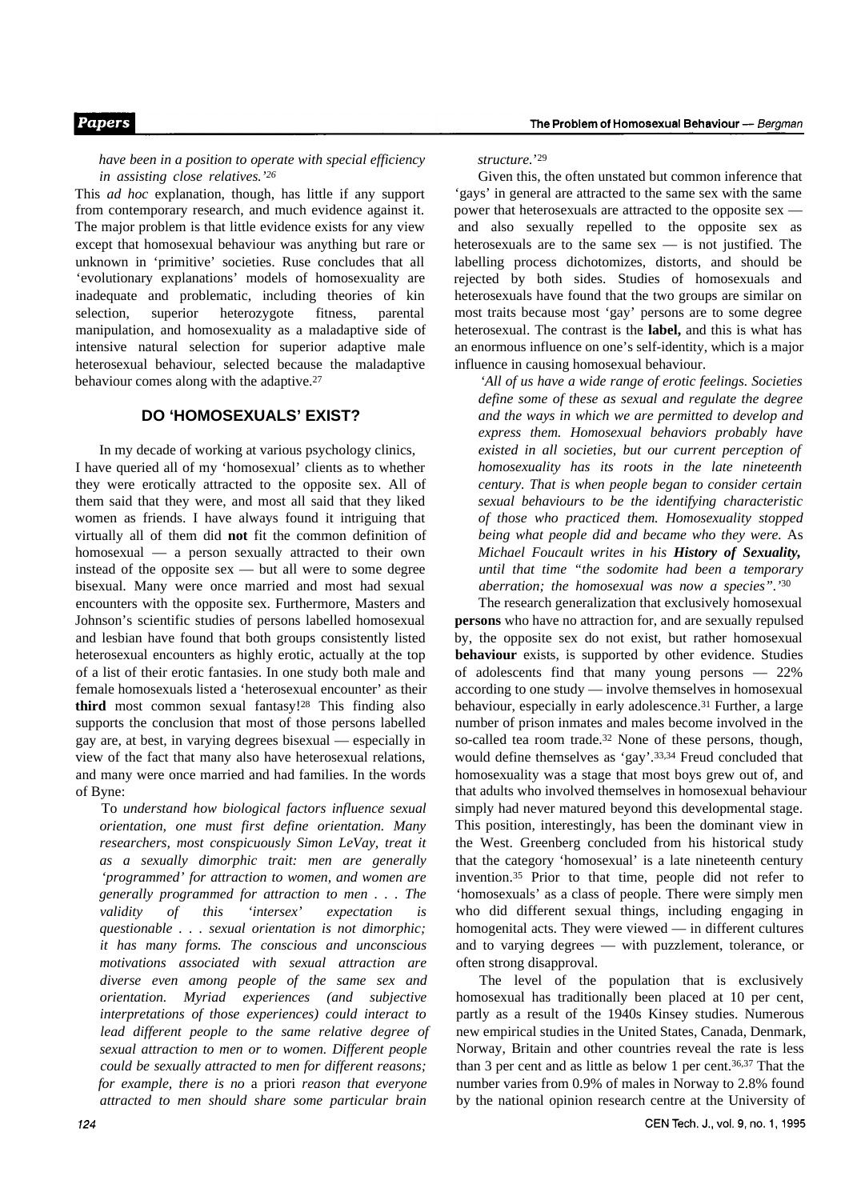*have been in a position to operate with special efficiency in assisting close relatives.'*[26]

This *ad hoc* explanation, though, has little if any support from contemporary research, and much evidence against it. The major problem is that little evidence exists for any view except that homosexual behaviour was anything but rare or unknown in 'primitive' societies. Ruse concludes that all 'evolutionary explanations' models of homosexuality are inadequate and problematic, including theories of kin selection, superior heterozygote fitness, parental manipulation, and homosexuality as a maladaptive side of intensive natural selection for superior adaptive male heterosexual behaviour, selected because the maladaptive behaviour comes along with the adaptive.[27]

## DO 'HOMOSEXUALS' EXIST?

In my decade of working at various psychology clinics, I have queried all of my 'homosexual' clients as to whether they were erotically attracted to the opposite sex. All of them said that they were, and most all said that they liked women as friends. I have always found it intriguing that virtually all of them did **not** fit the common definition of homosexual — a person sexually attracted to their own instead of the opposite sex — but all were to some degree bisexual. Many were once married and most had sexual encounters with the opposite sex. Furthermore, Masters and Johnson's scientific studies of persons labelled homosexual and lesbian have found that both groups consistently listed heterosexual encounters as highly erotic, actually at the top of a list of their erotic fantasies. In one study both male and female homosexuals listed a 'heterosexual encounter' as their **third** most common sexual fantasy![28] This finding also supports the conclusion that most of those persons labelled gay are, at best, in varying degrees bisexual — especially in view of the fact that many also have heterosexual relations, and many were once married and had families. In the words of Byne:

> To *understand how biological factors influence sexual orientation, one must first define orientation. Many researchers, most conspicuously Simon LeVay, treat it as a sexually dimorphic trait: men are generally 'programmed' for attraction to women, and women are generally programmed for attraction to men . . . The validity of this 'intersex' expectation is questionable . . . sexual orientation is not dimorphic; it has many forms. The conscious and unconscious motivations associated with sexual attraction are diverse even among people of the same sex and orientation. Myriad experiences (and subjective interpretations of those experiences) could interact to lead different people to the same relative degree of sexual attraction to men or to women. Different people could be sexually attracted to men for different reasons; for example, there is no* a priori *reason that everyone attracted to men should share some particular brain structure.'*[29]

Given this, the often unstated but common inference that 'gays' in general are attracted to the same sex with the same power that heterosexuals are attracted to the opposite sex — and also sexually repelled to the opposite sex as heterosexuals are to the same sex — is not justified. The labelling process dichotomizes, distorts, and should be rejected by both sides. Studies of homosexuals and heterosexuals have found that the two groups are similar on most traits because most 'gay' persons are to some degree heterosexual. The contrast is the **label,** and this is what has an enormous influence on one's self-identity, which is a major influence in causing homosexual behaviour.

> *'All of us have a wide range of erotic feelings. Societies define some of these as sexual and regulate the degree and the ways in which we are permitted to develop and express them. Homosexual behaviors probably have existed in all societies, but our current perception of homosexuality has its roots in the late nineteenth century. That is when people began to consider certain sexual behaviours to be the identifying characteristic of those who practiced them. Homosexuality stopped being what people did and became who they were.* As *Michael Foucault writes in his* ***History of Sexuality,*** *until that time "the sodomite had been a temporary aberration; the homosexual was now a species".'*[30]

The research generalization that exclusively homosexual **persons** who have no attraction for, and are sexually repulsed by, the opposite sex do not exist, but rather homosexual **behaviour** exists, is supported by other evidence. Studies of adolescents find that many young persons — 22% according to one study — involve themselves in homosexual behaviour, especially in early adolescence.[31] Further, a large number of prison inmates and males become involved in the so-called tea room trade.[32] None of these persons, though, would define themselves as 'gay'.[33,34] Freud concluded that homosexuality was a stage that most boys grew out of, and that adults who involved themselves in homosexual behaviour simply had never matured beyond this developmental stage. This position, interestingly, has been the dominant view in the West. Greenberg concluded from his historical study that the category 'homosexual' is a late nineteenth century invention.[35] Prior to that time, people did not refer to 'homosexuals' as a class of people. There were simply men who did different sexual things, including engaging in homogenital acts. They were viewed — in different cultures and to varying degrees — with puzzlement, tolerance, or often strong disapproval.

The level of the population that is exclusively homosexual has traditionally been placed at 10 per cent, partly as a result of the 1940s Kinsey studies. Numerous new empirical studies in the United States, Canada, Denmark, Norway, Britain and other countries reveal the rate is less than 3 per cent and as little as below 1 per cent.[36,37] That the number varies from 0.9% of males in Norway to 2.8% found by the national opinion research centre at the University of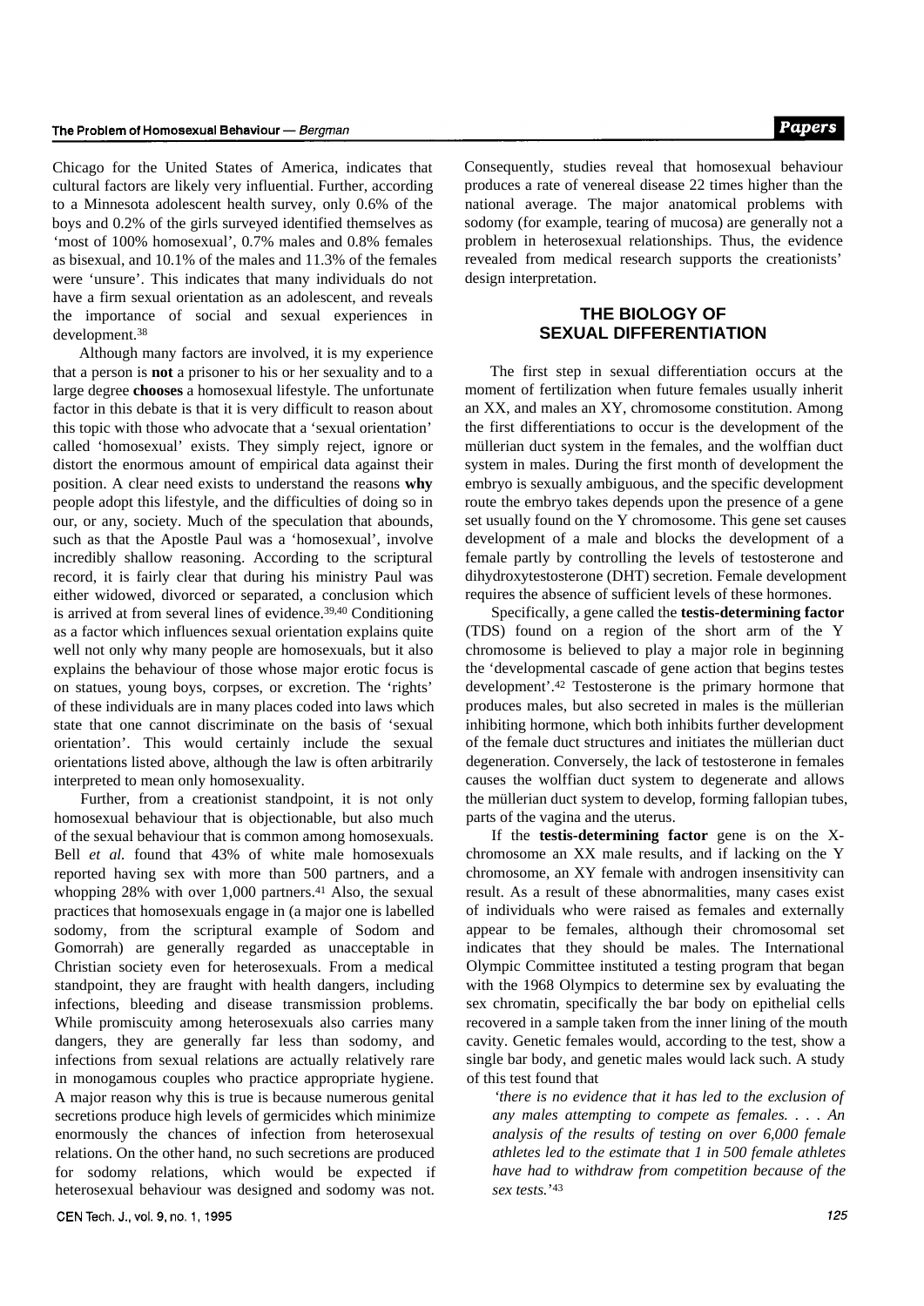Chicago for the United States of America, indicates that cultural factors are likely very influential. Further, according to a Minnesota adolescent health survey, only 0.6% of the boys and 0.2% of the girls surveyed identified themselves as 'most of 100% homosexual', 0.7% males and 0.8% females as bisexual, and 10.1% of the males and 11.3% of the females were 'unsure'. This indicates that many individuals do not have a firm sexual orientation as an adolescent, and reveals the importance of social and sexual experiences in development.[38]

Although many factors are involved, it is my experience that a person is **not** a prisoner to his or her sexuality and to a large degree **chooses** a homosexual lifestyle. The unfortunate factor in this debate is that it is very difficult to reason about this topic with those who advocate that a 'sexual orientation' called 'homosexual' exists. They simply reject, ignore or distort the enormous amount of empirical data against their position. A clear need exists to understand the reasons **why** people adopt this lifestyle, and the difficulties of doing so in our, or any, society. Much of the speculation that abounds, such as that the Apostle Paul was a 'homosexual', involve incredibly shallow reasoning. According to the scriptural record, it is fairly clear that during his ministry Paul was either widowed, divorced or separated, a conclusion which is arrived at from several lines of evidence.[39,40] Conditioning as a factor which influences sexual orientation explains quite well not only why many people are homosexuals, but it also explains the behaviour of those whose major erotic focus is on statues, young boys, corpses, or excretion. The 'rights' of these individuals are in many places coded into laws which state that one cannot discriminate on the basis of 'sexual orientation'. This would certainly include the sexual orientations listed above, although the law is often arbitrarily interpreted to mean only homosexuality.

Further, from a creationist standpoint, it is not only homosexual behaviour that is objectionable, but also much of the sexual behaviour that is common among homosexuals. Bell *et al.* found that 43% of white male homosexuals reported having sex with more than 500 partners, and a whopping 28% with over 1,000 partners.[41] Also, the sexual practices that homosexuals engage in (a major one is labelled sodomy, from the scriptural example of Sodom and Gomorrah) are generally regarded as unacceptable in Christian society even for heterosexuals. From a medical standpoint, they are fraught with health dangers, including infections, bleeding and disease transmission problems. While promiscuity among heterosexuals also carries many dangers, they are generally far less than sodomy, and infections from sexual relations are actually relatively rare in monogamous couples who practice appropriate hygiene. A major reason why this is true is because numerous genital secretions produce high levels of germicides which minimize enormously the chances of infection from heterosexual relations. On the other hand, no such secretions are produced for sodomy relations, which would be expected if heterosexual behaviour was designed and sodomy was not. Consequently, studies reveal that homosexual behaviour produces a rate of venereal disease 22 times higher than the national average. The major anatomical problems with sodomy (for example, tearing of mucosa) are generally not a problem in heterosexual relationships. Thus, the evidence revealed from medical research supports the creationists' design interpretation.

## THE BIOLOGY OF SEXUAL DIFFERENTIATION

The first step in sexual differentiation occurs at the moment of fertilization when future females usually inherit an XX, and males an XY, chromosome constitution. Among the first differentiations to occur is the development of the müllerian duct system in the females, and the wolffian duct system in males. During the first month of development the embryo is sexually ambiguous, and the specific development route the embryo takes depends upon the presence of a gene set usually found on the Y chromosome. This gene set causes development of a male and blocks the development of a female partly by controlling the levels of testosterone and dihydroxytestosterone (DHT) secretion. Female development requires the absence of sufficient levels of these hormones.

Specifically, a gene called the **testis-determining factor** (TDS) found on a region of the short arm of the Y chromosome is believed to play a major role in beginning the 'developmental cascade of gene action that begins testes development'.[42] Testosterone is the primary hormone that produces males, but also secreted in males is the müllerian inhibiting hormone, which both inhibits further development of the female duct structures and initiates the müllerian duct degeneration. Conversely, the lack of testosterone in females causes the wolffian duct system to degenerate and allows the müllerian duct system to develop, forming fallopian tubes, parts of the vagina and the uterus.

If the **testis-determining factor** gene is on the X-chromosome an XX male results, and if lacking on the Y chromosome, an XY female with androgen insensitivity can result. As a result of these abnormalities, many cases exist of individuals who were raised as females and externally appear to be females, although their chromosomal set indicates that they should be males. The International Olympic Committee instituted a testing program that began with the 1968 Olympics to determine sex by evaluating the sex chromatin, specifically the bar body on epithelial cells recovered in a sample taken from the inner lining of the mouth cavity. Genetic females would, according to the test, show a single bar body, and genetic males would lack such. A study of this test found that

> *'there is no evidence that it has led to the exclusion of any males attempting to compete as females. . . . An analysis of the results of testing on over 6,000 female athletes led to the estimate that 1 in 500 female athletes have had to withdraw from competition because of the sex tests.'*[43]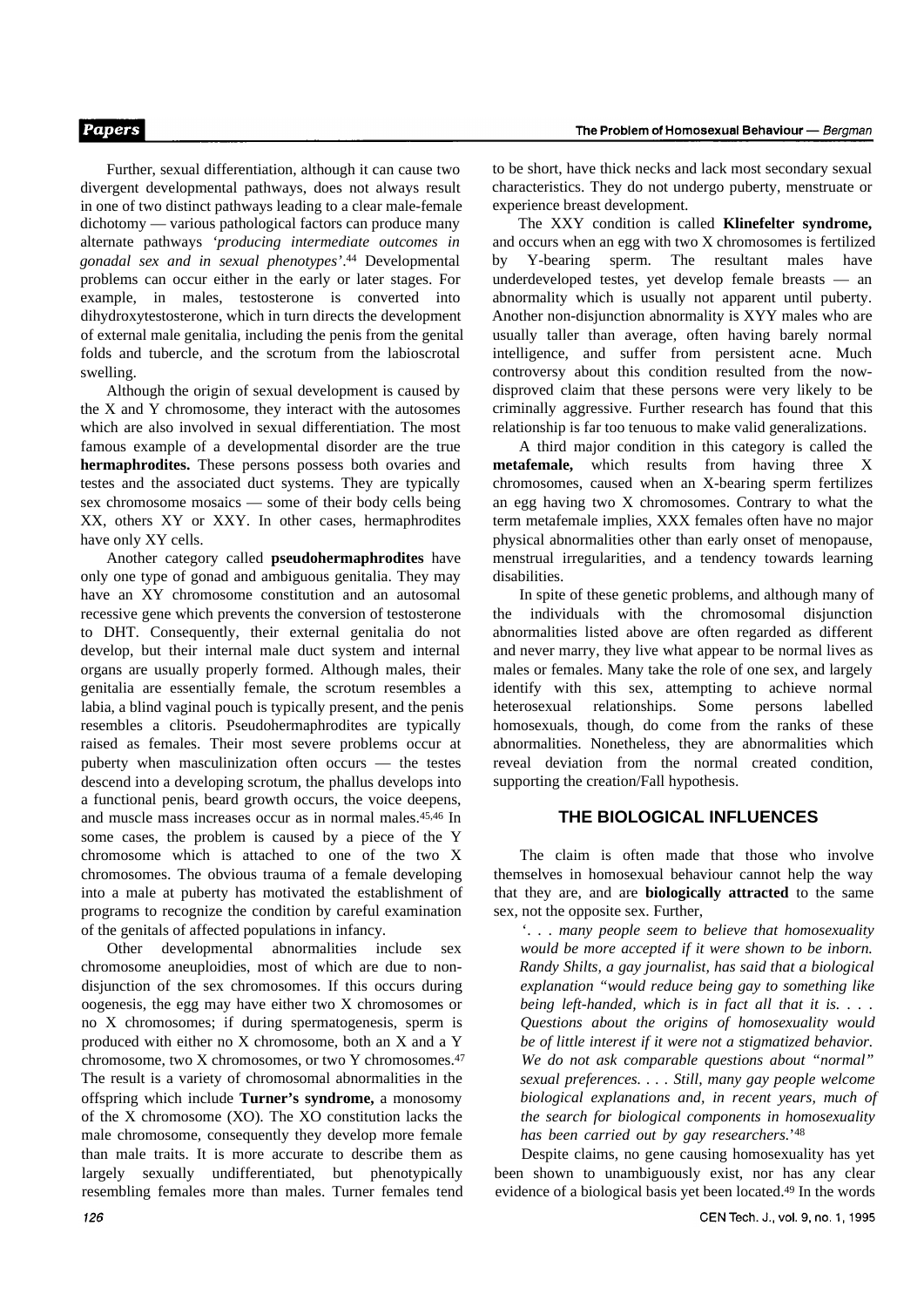Further, sexual differentiation, although it can cause two divergent developmental pathways, does not always result in one of two distinct pathways leading to a clear male-female dichotomy — various pathological factors can produce many alternate pathways *'producing intermediate outcomes in gonadal sex and in sexual phenotypes'*.[44] Developmental problems can occur either in the early or later stages. For example, in males, testosterone is converted into dihydroxytestosterone, which in turn directs the development of external male genitalia, including the penis from the genital folds and tubercle, and the scrotum from the labioscrotal swelling.

Although the origin of sexual development is caused by the X and Y chromosome, they interact with the autosomes which are also involved in sexual differentiation. The most famous example of a developmental disorder are the true **hermaphrodites.** These persons possess both ovaries and testes and the associated duct systems. They are typically sex chromosome mosaics — some of their body cells being XX, others XY or XXY. In other cases, hermaphrodites have only XY cells.

Another category called **pseudohermaphrodites** have only one type of gonad and ambiguous genitalia. They may have an XY chromosome constitution and an autosomal recessive gene which prevents the conversion of testosterone to DHT. Consequently, their external genitalia do not develop, but their internal male duct system and internal organs are usually properly formed. Although males, their genitalia are essentially female, the scrotum resembles a labia, a blind vaginal pouch is typically present, and the penis resembles a clitoris. Pseudohermaphrodites are typically raised as females. Their most severe problems occur at puberty when masculinization often occurs — the testes descend into a developing scrotum, the phallus develops into a functional penis, beard growth occurs, the voice deepens, and muscle mass increases occur as in normal males.[45,46] In some cases, the problem is caused by a piece of the Y chromosome which is attached to one of the two X chromosomes. The obvious trauma of a female developing into a male at puberty has motivated the establishment of programs to recognize the condition by careful examination of the genitals of affected populations in infancy.

Other developmental abnormalities include sex chromosome aneuploidies, most of which are due to non-disjunction of the sex chromosomes. If this occurs during oogenesis, the egg may have either two X chromosomes or no X chromosomes; if during spermatogenesis, sperm is produced with either no X chromosome, both an X and a Y chromosome, two X chromosomes, or two Y chromosomes.[47] The result is a variety of chromosomal abnormalities in the offspring which include **Turner's syndrome,** a monosomy of the X chromosome (XO). The XO constitution lacks the male chromosome, consequently they develop more female than male traits. It is more accurate to describe them as largely sexually undifferentiated, but phenotypically resembling females more than males. Turner females tend to be short, have thick necks and lack most secondary sexual characteristics. They do not undergo puberty, menstruate or experience breast development.

The XXY condition is called **Klinefelter syndrome,** and occurs when an egg with two X chromosomes is fertilized by Y-bearing sperm. The resultant males have underdeveloped testes, yet develop female breasts — an abnormality which is usually not apparent until puberty. Another non-disjunction abnormality is XYY males who are usually taller than average, often having barely normal intelligence, and suffer from persistent acne. Much controversy about this condition resulted from the now-disproved claim that these persons were very likely to be criminally aggressive. Further research has found that this relationship is far too tenuous to make valid generalizations.

A third major condition in this category is called the **metafemale,** which results from having three X chromosomes, caused when an X-bearing sperm fertilizes an egg having two X chromosomes. Contrary to what the term metafemale implies, XXX females often have no major physical abnormalities other than early onset of menopause, menstrual irregularities, and a tendency towards learning disabilities.

In spite of these genetic problems, and although many of the individuals with the chromosomal disjunction abnormalities listed above are often regarded as different and never marry, they live what appear to be normal lives as males or females. Many take the role of one sex, and largely identify with this sex, attempting to achieve normal heterosexual relationships. Some persons labelled homosexuals, though, do come from the ranks of these abnormalities. Nonetheless, they are abnormalities which reveal deviation from the normal created condition, supporting the creation/Fall hypothesis.

## THE BIOLOGICAL INFLUENCES

The claim is often made that those who involve themselves in homosexual behaviour cannot help the way that they are, and are **biologically attracted** to the same sex, not the opposite sex. Further,

> *'. . . many people seem to believe that homosexuality would be more accepted if it were shown to be inborn. Randy Shilts, a gay journalist, has said that a biological explanation "would reduce being gay to something like being left-handed, which is in fact all that it is. . . . Questions about the origins of homosexuality would be of little interest if it were not a stigmatized behavior. We do not ask comparable questions about "normal" sexual preferences. . . . Still, many gay people welcome biological explanations and, in recent years, much of the search for biological components in homosexuality has been carried out by gay researchers.'*[48]

Despite claims, no gene causing homosexuality has yet been shown to unambiguously exist, nor has any clear evidence of a biological basis yet been located.[49] In the words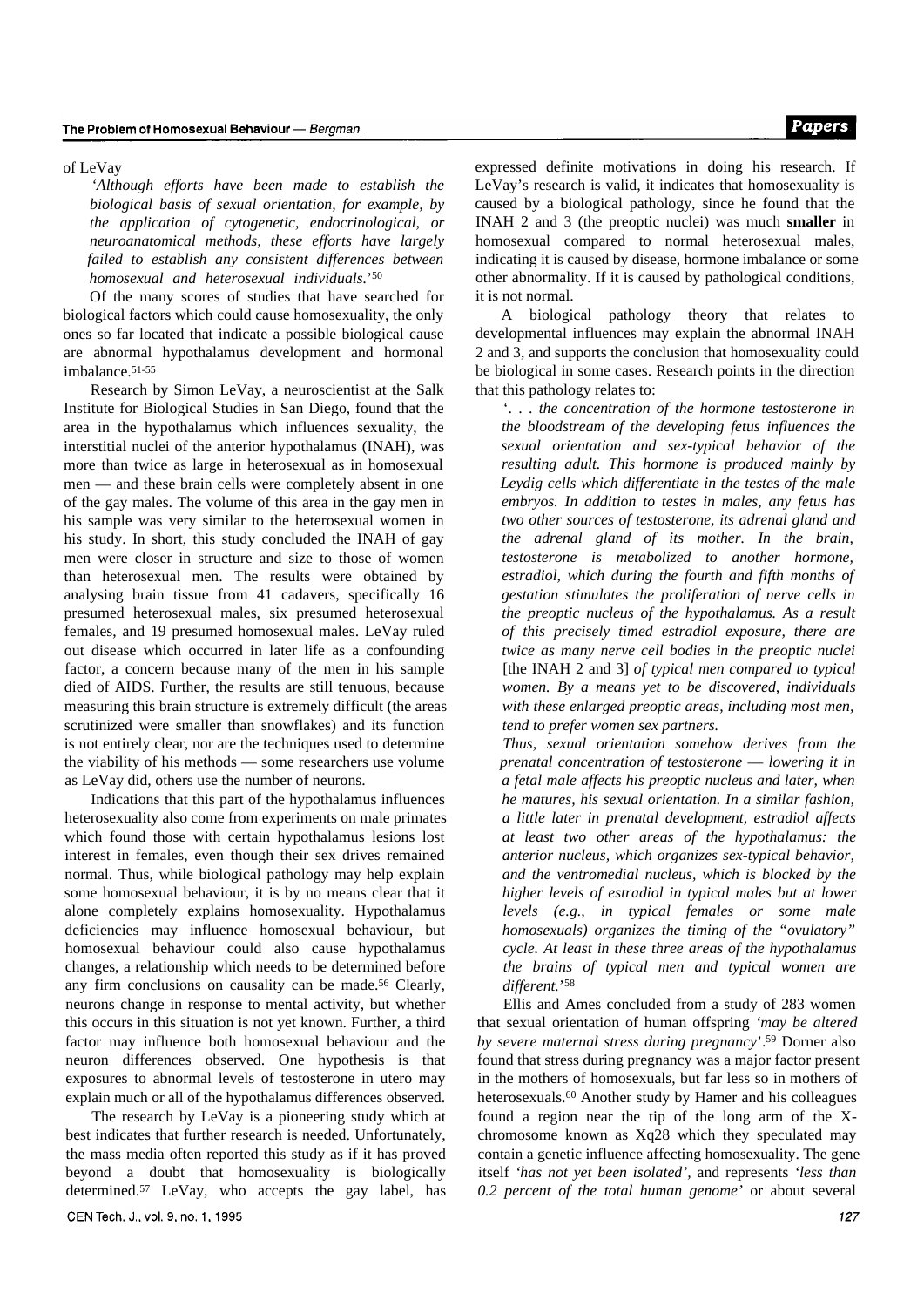of LeVay

> *'Although efforts have been made to establish the biological basis of sexual orientation, for example, by the application of cytogenetic, endocrinological, or neuroanatomical methods, these efforts have largely failed to establish any consistent differences between homosexual and heterosexual individuals.'*[50]

Of the many scores of studies that have searched for biological factors which could cause homosexuality, the only ones so far located that indicate a possible biological cause are abnormal hypothalamus development and hormonal imbalance.[51-55]

Research by Simon LeVay, a neuroscientist at the Salk Institute for Biological Studies in San Diego, found that the area in the hypothalamus which influences sexuality, the interstitial nuclei of the anterior hypothalamus (INAH), was more than twice as large in heterosexual as in homosexual men — and these brain cells were completely absent in one of the gay males. The volume of this area in the gay men in his sample was very similar to the heterosexual women in his study. In short, this study concluded the INAH of gay men were closer in structure and size to those of women than heterosexual men. The results were obtained by analysing brain tissue from 41 cadavers, specifically 16 presumed heterosexual males, six presumed heterosexual females, and 19 presumed homosexual males. LeVay ruled out disease which occurred in later life as a confounding factor, a concern because many of the men in his sample died of AIDS. Further, the results are still tenuous, because measuring this brain structure is extremely difficult (the areas scrutinized were smaller than snowflakes) and its function is not entirely clear, nor are the techniques used to determine the viability of his methods — some researchers use volume as LeVay did, others use the number of neurons.

Indications that this part of the hypothalamus influences heterosexuality also come from experiments on male primates which found those with certain hypothalamus lesions lost interest in females, even though their sex drives remained normal. Thus, while biological pathology may help explain some homosexual behaviour, it is by no means clear that it alone completely explains homosexuality. Hypothalamus deficiencies may influence homosexual behaviour, but homosexual behaviour could also cause hypothalamus changes, a relationship which needs to be determined before any firm conclusions on causality can be made.[56] Clearly, neurons change in response to mental activity, but whether this occurs in this situation is not yet known. Further, a third factor may influence both homosexual behaviour and the neuron differences observed. One hypothesis is that exposures to abnormal levels of testosterone in utero may explain much or all of the hypothalamus differences observed.

The research by LeVay is a pioneering study which at best indicates that further research is needed. Unfortunately, the mass media often reported this study as if it has proved beyond a doubt that homosexuality is biologically determined.[57] LeVay, who accepts the gay label, has expressed definite motivations in doing his research. If LeVay's research is valid, it indicates that homosexuality is caused by a biological pathology, since he found that the INAH 2 and 3 (the preoptic nuclei) was much **smaller** in homosexual compared to normal heterosexual males, indicating it is caused by disease, hormone imbalance or some other abnormality. If it is caused by pathological conditions, it is not normal.

A biological pathology theory that relates to developmental influences may explain the abnormal INAH 2 and 3, and supports the conclusion that homosexuality could be biological in some cases. Research points in the direction that this pathology relates to:

> *'. . . the concentration of the hormone testosterone in the bloodstream of the developing fetus influences the sexual orientation and sex-typical behavior of the resulting adult. This hormone is produced mainly by Leydig cells which differentiate in the testes of the male embryos. In addition to testes in males, any fetus has two other sources of testosterone, its adrenal gland and the adrenal gland of its mother. In the brain, testosterone is metabolized to another hormone, estradiol, which during the fourth and fifth months of gestation stimulates the proliferation of nerve cells in the preoptic nucleus of the hypothalamus. As a result of this precisely timed estradiol exposure, there are twice as many nerve cell bodies in the preoptic nuclei* [the INAH 2 and 3] *of typical men compared to typical women. By a means yet to be discovered, individuals with these enlarged preoptic areas, including most men, tend to prefer women sex partners.*
>
> *Thus, sexual orientation somehow derives from the prenatal concentration of testosterone — lowering it in a fetal male affects his preoptic nucleus and later, when he matures, his sexual orientation. In a similar fashion, a little later in prenatal development, estradiol affects at least two other areas of the hypothalamus: the anterior nucleus, which organizes sex-typical behavior, and the ventromedial nucleus, which is blocked by the higher levels of estradiol in typical males but at lower levels (e.g., in typical females or some male homosexuals) organizes the timing of the "ovulatory" cycle. At least in these three areas of the hypothalamus the brains of typical men and typical women are different.'*[58]

Ellis and Ames concluded from a study of 283 women that sexual orientation of human offspring *'may be altered by severe maternal stress during pregnancy'*.[59] Dorner also found that stress during pregnancy was a major factor present in the mothers of homosexuals, but far less so in mothers of heterosexuals.[60] Another study by Hamer and his colleagues found a region near the tip of the long arm of the X-chromosome known as Xq28 which they speculated may contain a genetic influence affecting homosexuality. The gene itself *'has not yet been isolated'*, and represents *'less than 0.2 percent of the total human genome'* or about several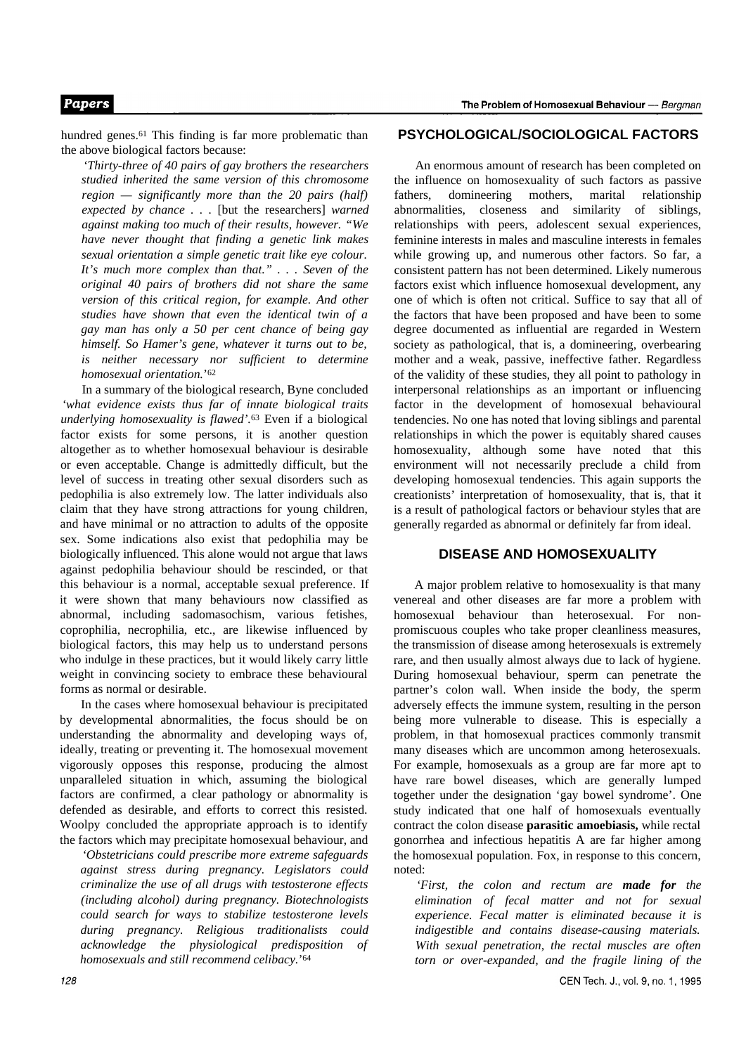hundred genes.[61] This finding is far more problematic than the above biological factors because:

> *'Thirty-three of 40 pairs of gay brothers the researchers studied inherited the same version of this chromosome region — significantly more than the 20 pairs (half) expected by chance* . . . [but the researchers] *warned against making too much of their results, however. "We have never thought that finding a genetic link makes sexual orientation a simple genetic trait like eye colour. It's much more complex than that."* . . . *Seven of the original 40 pairs of brothers did not share the same version of this critical region, for example. And other studies have shown that even the identical twin of a gay man has only a 50 per cent chance of being gay himself. So Hamer's gene, whatever it turns out to be, is neither necessary nor sufficient to determine homosexual orientation.*'[62]

In a summary of the biological research, Byne concluded *'what evidence exists thus far of innate biological traits underlying homosexuality is flawed'*.[63] Even if a biological factor exists for some persons, it is another question altogether as to whether homosexual behaviour is desirable or even acceptable. Change is admittedly difficult, but the level of success in treating other sexual disorders such as pedophilia is also extremely low. The latter individuals also claim that they have strong attractions for young children, and have minimal or no attraction to adults of the opposite sex. Some indications also exist that pedophilia may be biologically influenced. This alone would not argue that laws against pedophilia behaviour should be rescinded, or that this behaviour is a normal, acceptable sexual preference. If it were shown that many behaviours now classified as abnormal, including sadomasochism, various fetishes, coprophilia, necrophilia, etc., are likewise influenced by biological factors, this may help us to understand persons who indulge in these practices, but it would likely carry little weight in convincing society to embrace these behavioural forms as normal or desirable.

In the cases where homosexual behaviour is precipitated by developmental abnormalities, the focus should be on understanding the abnormality and developing ways of, ideally, treating or preventing it. The homosexual movement vigorously opposes this response, producing the almost unparalleled situation in which, assuming the biological factors are confirmed, a clear pathology or abnormality is defended as desirable, and efforts to correct this resisted. Woolpy concluded the appropriate approach is to identify the factors which may precipitate homosexual behaviour, and

> *'Obstetricians could prescribe more extreme safeguards against stress during pregnancy. Legislators could criminalize the use of all drugs with testosterone effects (including alcohol) during pregnancy. Biotechnologists could search for ways to stabilize testosterone levels during pregnancy. Religious traditionalists could acknowledge the physiological predisposition of homosexuals and still recommend celibacy.*'[64]

## PSYCHOLOGICAL/SOCIOLOGICAL FACTORS

An enormous amount of research has been completed on the influence on homosexuality of such factors as passive fathers, domineering mothers, marital relationship abnormalities, closeness and similarity of siblings, relationships with peers, adolescent sexual experiences, feminine interests in males and masculine interests in females while growing up, and numerous other factors. So far, a consistent pattern has not been determined. Likely numerous factors exist which influence homosexual development, any one of which is often not critical. Suffice to say that all of the factors that have been proposed and have been to some degree documented as influential are regarded in Western society as pathological, that is, a domineering, overbearing mother and a weak, passive, ineffective father. Regardless of the validity of these studies, they all point to pathology in interpersonal relationships as an important or influencing factor in the development of homosexual behavioural tendencies. No one has noted that loving siblings and parental relationships in which the power is equitably shared causes homosexuality, although some have noted that this environment will not necessarily preclude a child from developing homosexual tendencies. This again supports the creationists' interpretation of homosexuality, that is, that it is a result of pathological factors or behaviour styles that are generally regarded as abnormal or definitely far from ideal.

## DISEASE AND HOMOSEXUALITY

A major problem relative to homosexuality is that many venereal and other diseases are far more a problem with homosexual behaviour than heterosexual. For non-promiscuous couples who take proper cleanliness measures, the transmission of disease among heterosexuals is extremely rare, and then usually almost always due to lack of hygiene. During homosexual behaviour, sperm can penetrate the partner's colon wall. When inside the body, the sperm adversely effects the immune system, resulting in the person being more vulnerable to disease. This is especially a problem, in that homosexual practices commonly transmit many diseases which are uncommon among heterosexuals. For example, homosexuals as a group are far more apt to have rare bowel diseases, which are generally lumped together under the designation 'gay bowel syndrome'. One study indicated that one half of homosexuals eventually contract the colon disease **parasitic amoebiasis,** while rectal gonorrhea and infectious hepatitis A are far higher among the homosexual population. Fox, in response to this concern, noted:

> *'First, the colon and rectum are* ***made for*** *the elimination of fecal matter and not for sexual experience. Fecal matter is eliminated because it is indigestible and contains disease-causing materials. With sexual penetration, the rectal muscles are often torn or over-expanded, and the fragile lining of the*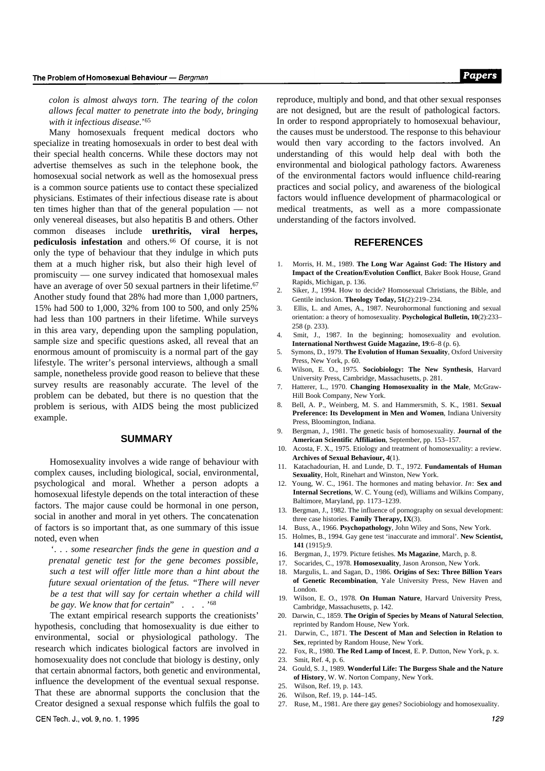*colon is almost always torn. The tearing of the colon allows fecal matter to penetrate into the body, bringing with it infectious disease.'*[65]

Many homosexuals frequent medical doctors who specialize in treating homosexuals in order to best deal with their special health concerns. While these doctors may not advertise themselves as such in the telephone book, the homosexual social network as well as the homosexual press is a common source patients use to contact these specialized physicians. Estimates of their infectious disease rate is about ten times higher than that of the general population — not only venereal diseases, but also hepatitis B and others. Other common diseases include **urethritis, viral herpes, pediculosis infestation** and others.[66] Of course, it is not only the type of behaviour that they indulge in which puts them at a much higher risk, but also their high level of promiscuity — one survey indicated that homosexual males have an average of over 50 sexual partners in their lifetime.[67] Another study found that 28% had more than 1,000 partners, 15% had 500 to 1,000, 32% from 100 to 500, and only 25% had less than 100 partners in their lifetime. While surveys in this area vary, depending upon the sampling population, sample size and specific questions asked, all reveal that an enormous amount of promiscuity is a normal part of the gay lifestyle. The writer's personal interviews, although a small sample, nonetheless provide good reason to believe that these survey results are reasonably accurate. The level of the problem can be debated, but there is no question that the problem is serious, with AIDS being the most publicized example.

## SUMMARY

Homosexuality involves a wide range of behaviour with complex causes, including biological, social, environmental, psychological and moral. Whether a person adopts a homosexual lifestyle depends on the total interaction of these factors. The major cause could be hormonal in one person, social in another and moral in yet others. The concatenation of factors is so important that, as one summary of this issue noted, even when

*'. . . some researcher finds the gene in question and a prenatal genetic test for the gene becomes possible, such a test will offer little more than a hint about the future sexual orientation of the fetus. "There will never be a test that will say for certain whether a child will be gay. We know that for certain" . . .'*[68]

The extant empirical research supports the creationists' hypothesis, concluding that homosexuality is due either to environmental, social or physiological pathology. The research which indicates biological factors are involved in homosexuality does not conclude that biology is destiny, only that certain abnormal factors, both genetic and environmental, influence the development of the eventual sexual response. That these are abnormal supports the conclusion that the Creator designed a sexual response which fulfils the goal to reproduce, multiply and bond, and that other sexual responses are not designed, but are the result of pathological factors. In order to respond appropriately to homosexual behaviour, the causes must be understood. The response to this behaviour would then vary according to the factors involved. An understanding of this would help deal with both the environmental and biological pathology factors. Awareness of the environmental factors would influence child-rearing practices and social policy, and awareness of the biological factors would influence development of pharmacological or medical treatments, as well as a more compassionate understanding of the factors involved.

## REFERENCES

1. Morris, H. M., 1989. **The Long War Against God: The History and Impact of the Creation/Evolution Conflict**, Baker Book House, Grand Rapids, Michigan, p. 136.
2. Siker, J., 1994. How to decide? Homosexual Christians, the Bible, and Gentile inclusion. **Theology Today, 51**(2):219–234.
3. Ellis, L. and Ames, A., 1987. Neurohormonal functioning and sexual orientation: a theory of homosexuality. **Psychological Bulletin, 10**(2):233–258 (p. 233).
4. Smit, J., 1987. In the beginning; homosexuality and evolution. **International Northwest Guide Magazine, 19**:6–8 (p. 6).
5. Symons, D., 1979. **The Evolution of Human Sexuality**, Oxford University Press, New York, p. 60.
6. Wilson, E. O., 1975. **Sociobiology: The New Synthesis**, Harvard University Press, Cambridge, Massachusetts, p. 281.
7. Hatterer, L., 1970. **Changing Homosexuality in the Male**, McGraw-Hill Book Company, New York.
8. Bell, A. P., Weinberg, M. S. and Hammersmith, S. K., 1981. **Sexual Preference: Its Development in Men and Women**, Indiana University Press, Bloomington, Indiana.
9. Bergman, J., 1981. The genetic basis of homosexuality. **Journal of the American Scientific Affiliation**, September, pp. 153–157.
10. Acosta, F. X., 1975. Etiology and treatment of homosexuality: a review. **Archives of Sexual Behaviour, 4**(1).
11. Katachadourian, H. and Lunde, D. T., 1972. **Fundamentals of Human Sexuality**, Holt, Rinehart and Winston, New York.
12. Young, W. C., 1961. The hormones and mating behavior. *In*: **Sex and Internal Secretions**, W. C. Young (ed), Williams and Wilkins Company, Baltimore, Maryland, pp. 1173–1239.
13. Bergman, J., 1982. The influence of pornography on sexual development: three case histories. **Family Therapy, IX**(3).
14. Buss, A., 1966. **Psychopathology**, John Wiley and Sons, New York.
15. Holmes, B., 1994. Gay gene test 'inaccurate and immoral'. **New Scientist, 141** (1915):9.
16. Bergman, J., 1979. Picture fetishes. **Ms Magazine**, March, p. 8.
17. Socarides, C., 1978. **Homosexuality**, Jason Aronson, New York.
18. Margulis, L. and Sagan, D., 1986. **Origins of Sex: Three Billion Years of Genetic Recombination**, Yale University Press, New Haven and London.
19. Wilson, E. O., 1978. **On Human Nature**, Harvard University Press, Cambridge, Massachusetts, p. 142.
20. Darwin, C., 1859. **The Origin of Species by Means of Natural Selection**, reprinted by Random House, New York.
21. Darwin, C., 1871. **The Descent of Man and Selection in Relation to Sex**, reprinted by Random House, New York.
22. Fox, R., 1980. **The Red Lamp of Incest**, E. P. Dutton, New York, p. x.
23. Smit, Ref. 4, p. 6.
24. Gould, S. J., 1989. **Wonderful Life: The Burgess Shale and the Nature of History**, W. W. Norton Company, New York.
25. Wilson, Ref. 19, p. 143.
26. Wilson, Ref. 19, p. 144–145.
27. Ruse, M., 1981. Are there gay genes? Sociobiology and homosexuality.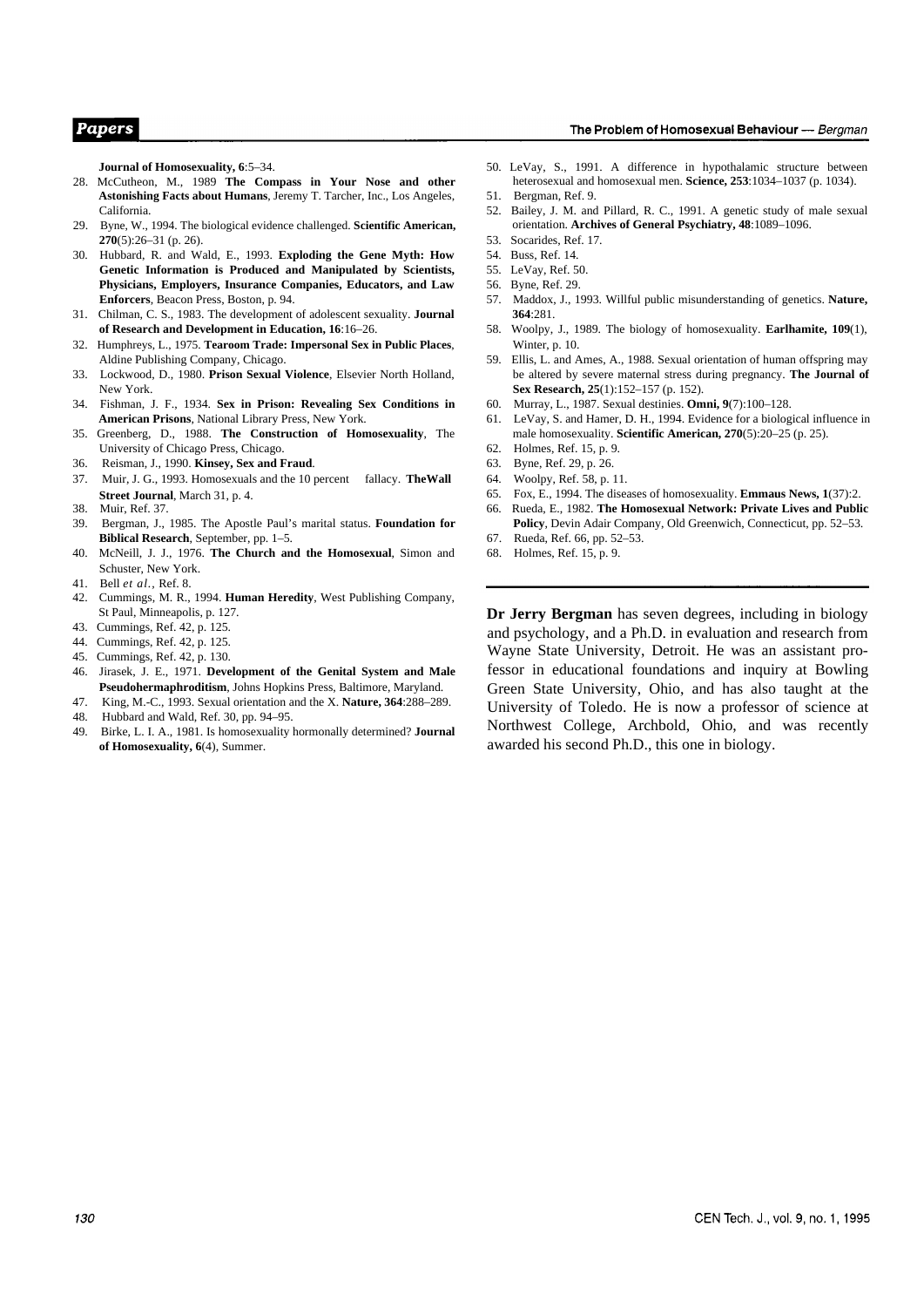**Journal of Homosexuality, 6**:5–34.

28. McCutheon, M., 1989 **The Compass in Your Nose and other Astonishing Facts about Humans**, Jeremy T. Tarcher, Inc., Los Angeles, California.
29. Byne, W., 1994. The biological evidence challenged. **Scientific American, 270**(5):26–31 (p. 26).
30. Hubbard, R. and Wald, E., 1993. **Exploding the Gene Myth: How Genetic Information is Produced and Manipulated by Scientists, Physicians, Employers, Insurance Companies, Educators, and Law Enforcers**, Beacon Press, Boston, p. 94.
31. Chilman, C. S., 1983. The development of adolescent sexuality. **Journal of Research and Development in Education, 16**:16–26.
32. Humphreys, L., 1975. **Tearoom Trade: Impersonal Sex in Public Places**, Aldine Publishing Company, Chicago.
33. Lockwood, D., 1980. **Prison Sexual Violence**, Elsevier North Holland, New York.
34. Fishman, J. F., 1934. **Sex in Prison: Revealing Sex Conditions in American Prisons**, National Library Press, New York.
35. Greenberg, D., 1988. **The Construction of Homosexuality**, The University of Chicago Press, Chicago.
36. Reisman, J., 1990. **Kinsey, Sex and Fraud**.
37. Muir, J. G., 1993. Homosexuals and the 10 percent fallacy. **TheWall Street Journal**, March 31, p. 4.
38. Muir, Ref. 37.
39. Bergman, J., 1985. The Apostle Paul's marital status. **Foundation for Biblical Research**, September, pp. 1–5.
40. McNeill, J. J., 1976. **The Church and the Homosexual**, Simon and Schuster, New York.
41. Bell *et al.*, Ref. 8.
42. Cummings, M. R., 1994. **Human Heredity**, West Publishing Company, St Paul, Minneapolis, p. 127.
43. Cummings, Ref. 42, p. 125.
44. Cummings, Ref. 42, p. 125.
45. Cummings, Ref. 42, p. 130.
46. Jirasek, J. E., 1971. **Development of the Genital System and Male Pseudohermaphroditism**, Johns Hopkins Press, Baltimore, Maryland.
47. King, M.-C., 1993. Sexual orientation and the X. **Nature, 364**:288–289.
48. Hubbard and Wald, Ref. 30, pp. 94–95.
49. Birke, L. I. A., 1981. Is homosexuality hormonally determined? **Journal of Homosexuality, 6**(4), Summer.
50. LeVay, S., 1991. A difference in hypothalamic structure between heterosexual and homosexual men. **Science, 253**:1034–1037 (p. 1034).
51. Bergman, Ref. 9.
52. Bailey, J. M. and Pillard, R. C., 1991. A genetic study of male sexual orientation. **Archives of General Psychiatry, 48**:1089–1096.
53. Socarides, Ref. 17.
54. Buss, Ref. 14.
55. LeVay, Ref. 50.
56. Byne, Ref. 29.
57. Maddox, J., 1993. Willful public misunderstanding of genetics. **Nature, 364**:281.
58. Woolpy, J., 1989. The biology of homosexuality. **Earlhamite, 109**(1), Winter, p. 10.
59. Ellis, L. and Ames, A., 1988. Sexual orientation of human offspring may be altered by severe maternal stress during pregnancy. **The Journal of Sex Research, 25**(1):152–157 (p. 152).
60. Murray, L., 1987. Sexual destinies. **Omni, 9**(7):100–128.
61. LeVay, S. and Hamer, D. H., 1994. Evidence for a biological influence in male homosexuality. **Scientific American, 270**(5):20–25 (p. 25).
62. Holmes, Ref. 15, p. 9.
63. Byne, Ref. 29, p. 26.
64. Woolpy, Ref. 58, p. 11.
65. Fox, E., 1994. The diseases of homosexuality. **Emmaus News, 1**(37):2.
66. Rueda, E., 1982. **The Homosexual Network: Private Lives and Public Policy**, Devin Adair Company, Old Greenwich, Connecticut, pp. 52–53.
67. Rueda, Ref. 66, pp. 52–53.
68. Holmes, Ref. 15, p. 9.

---

**Dr Jerry Bergman** has seven degrees, including in biology and psychology, and a Ph.D. in evaluation and research from Wayne State University, Detroit. He was an assistant professor in educational foundations and inquiry at Bowling Green State University, Ohio, and has also taught at the University of Toledo. He is now a professor of science at Northwest College, Archbold, Ohio, and was recently awarded his second Ph.D., this one in biology.